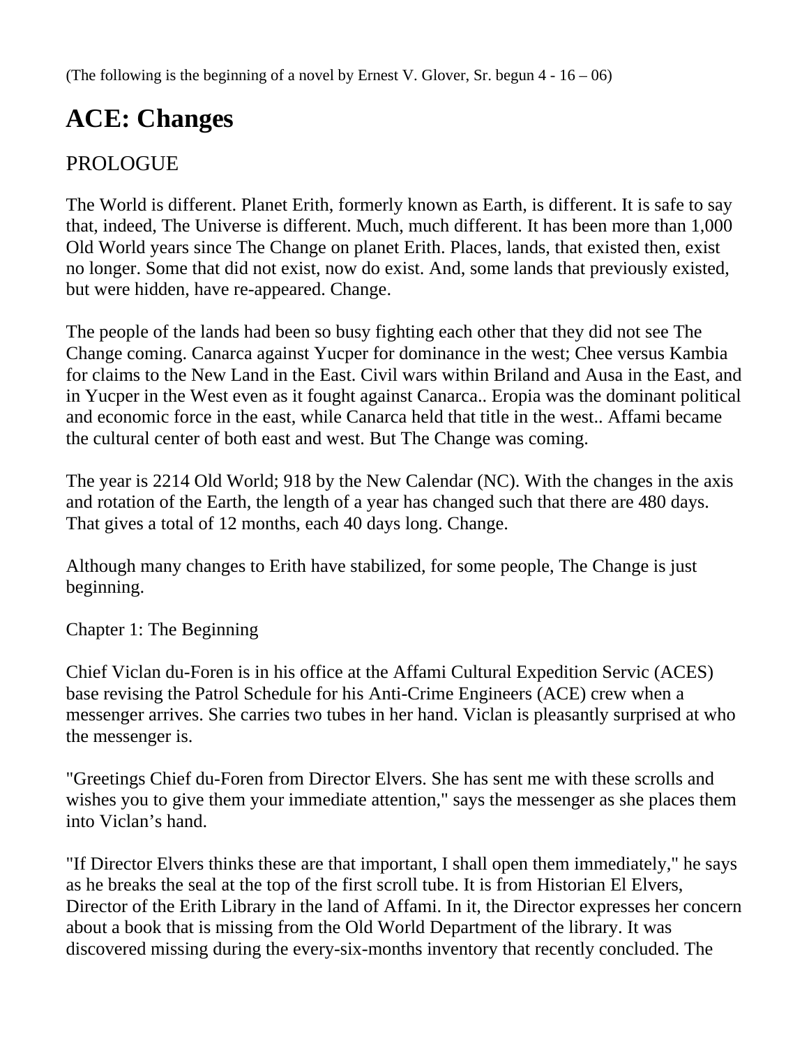(The following is the beginning of a novel by Ernest V. Glover, Sr. begun 4 - 16 – 06)

# ACE: Changes

## PROLOGUE

The World is different. Planet Erith, formerly known as Earth, is different. It is safe to say that, indeed, The Universe is different. Much, much different. It has been more than 1,000 Old World years since The Change on planet Erith. Places, lands, that existed then, exist no longer. Some that did not exist, now do exist. And, some lands that previously existed, but were hidden, have re-appeared. Change.

The people of the lands had been so busy fighting each other that they did not see The Change coming. Canarca against Yucper for dominance in the west; Chee versus Kambia for claims to the New Land in the East. Civil wars within Briland and Ausa in the East, and in Yucper in the West even as it fought against Canarca.. Eropia was the dominant political and economic force in the east, while Canarca held that title in the west.. Affami became the cultural center of both east and west. But The Change was coming.

The year is 2214 Old World; 918 by the New Calendar (NC). With the changes in the axis and rotation of the Earth, the length of a year has changed such that there are 480 days. That gives a total of 12 months, each 40 days long. Change.

Although many changes to Erith have stabilized, for some people, The Change is just beginning.

Chapter 1: The Beginning

Chief Viclan du-Foren is in his office at the Affami Cultural Expedition Servic (ACES) base revising the Patrol Schedule for his Anti-Crime Engineers (ACE) crew when a messenger arrives. She carries two tubes in her hand. Viclan is pleasantly surprised at who the messenger is.

"Greetings Chief du-Foren from Director Elvers. She has sent me with these scrolls and wishes you to give them your immediate attention," says the messenger as she places them into Viclan's hand.

"If Director Elvers thinks these are that important, I shall open them immediately," he says as he breaks the seal at the top of the first scroll tube. It is from Historian El Elvers, Director of the Erith Library in the land of Affami. In it, the Director expresses her concern about a book that is missing from the Old World Department of the library. It was discovered missing during the every-six-months inventory that recently concluded. The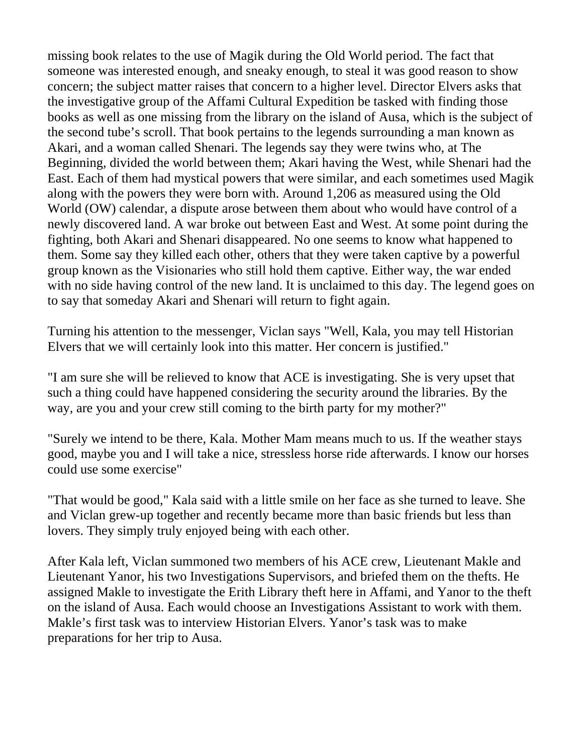missing book relates to the use of Magik during the Old World period. The fact that someone was interested enough, and sneaky enough, to steal it was good reason to show concern; the subject matter raises that concern to a higher level. Director Elvers asks that the investigative group of the Affami Cultural Expedition be tasked with finding those books as well as one missing from the library on the island of Ausa, which is the subject of the second tube's scroll. That book pertains to the legends surrounding a man known as Akari, and a woman called Shenari. The legends say they were twins who, at The Beginning, divided the world between them; Akari having the West, while Shenari had the East. Each of them had mystical powers that were similar, and each sometimes used Magik along with the powers they were born with. Around 1,206 as measured using the Old World (OW) calendar, a dispute arose between them about who would have control of a newly discovered land. A war broke out between East and West. At some point during the fighting, both Akari and Shenari disappeared. No one seems to know what happened to them. Some say they killed each other, others that they were taken captive by a powerful group known as the Visionaries who still hold them captive. Either way, the war ended with no side having control of the new land. It is unclaimed to this day. The legend goes on to say that someday Akari and Shenari will return to fight again.

Turning his attention to the messenger, Viclan says "Well, Kala, you may tell Historian Elvers that we will certainly look into this matter. Her concern is justified."

"I am sure she will be relieved to know that ACE is investigating. She is very upset that such a thing could have happened considering the security around the libraries. By the way, are you and your crew still coming to the birth party for my mother?"

"Surely we intend to be there, Kala. Mother Mam means much to us. If the weather stays good, maybe you and I will take a nice, stressless horse ride afterwards. I know our horses could use some exercise"

"That would be good," Kala said with a little smile on her face as she turned to leave. She and Viclan grew-up together and recently became more than basic friends but less than lovers. They simply truly enjoyed being with each other.

After Kala left, Viclan summoned two members of his ACE crew, Lieutenant Makle and Lieutenant Yanor, his two Investigations Supervisors, and briefed them on the thefts. He assigned Makle to investigate the Erith Library theft here in Affami, and Yanor to the theft on the island of Ausa. Each would choose an Investigations Assistant to work with them. Makle's first task was to interview Historian Elvers. Yanor's task was to make preparations for her trip to Ausa.